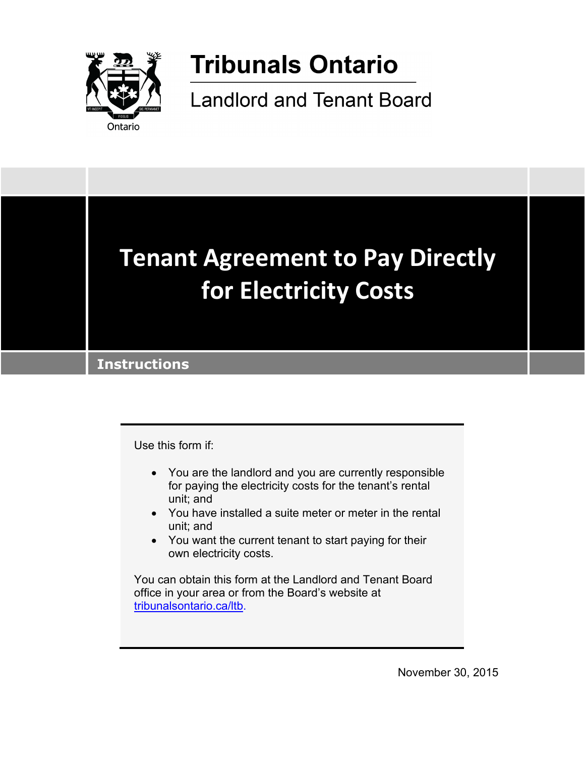Tribunals Ontario

Landlord and Tenant Board

# Tenant Agreement to Pay Directly for Electricity Costs

## Instructions

Use this form if:

- You are the landlord and you are currently responsible for paying the electricity costs for the tenant's rental unit; and
- You have installed a suite meter or meter in the rental unit; and
- You want the current tenant to start paying for their own electricity costs.

You can obtain this form at the Landlord and Tenant Board office in your area or from the Board's website at [tribunalsontario.ca/ltb](tribunalsontario.ca/ltb).

November 30, 2015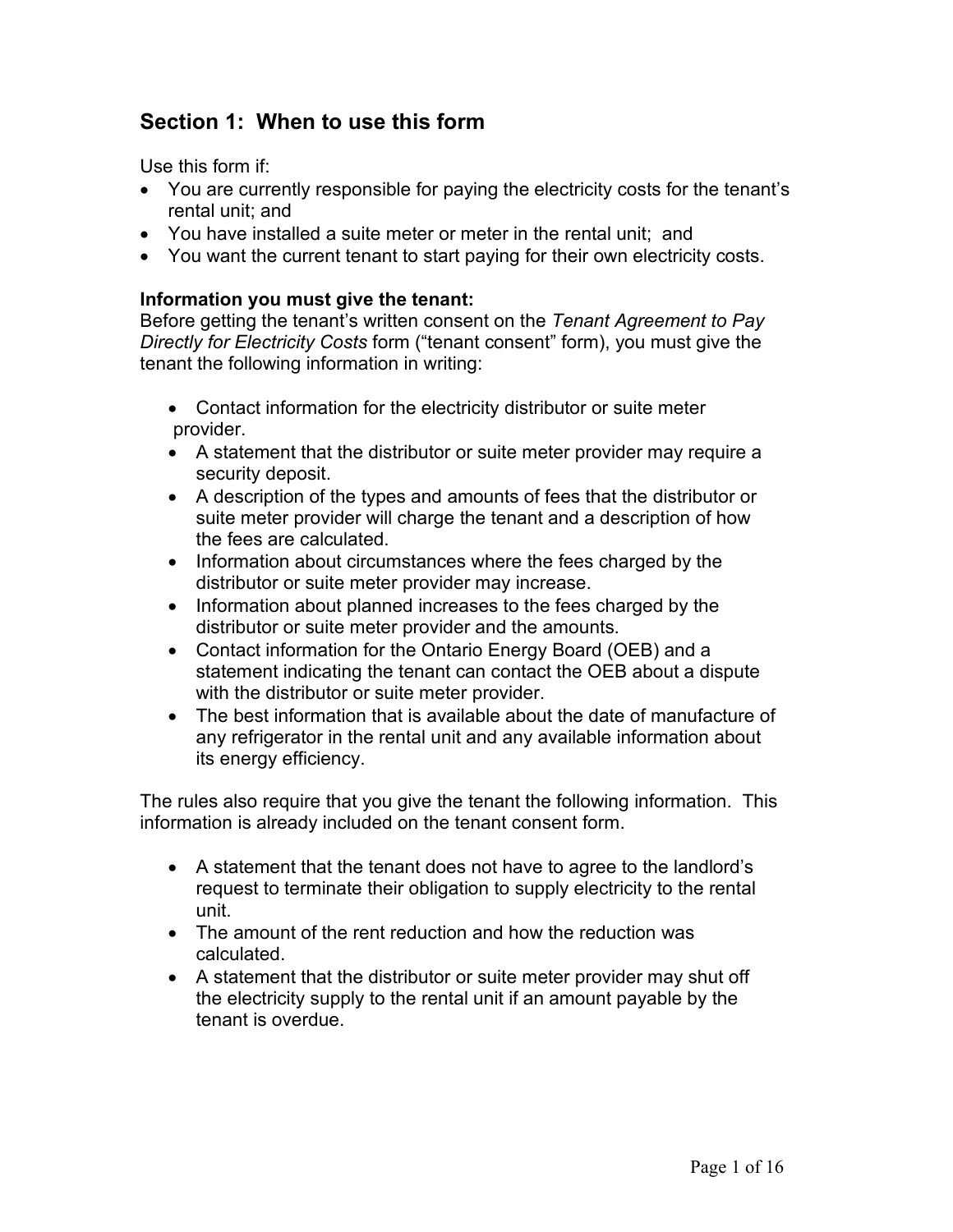## Section 1: When to use this form

Use this form if:

- You are currently responsible for paying the electricity costs for the tenant's rental unit; and
- You have installed a suite meter or meter in the rental unit; and
- You want the current tenant to start paying for their own electricity costs.

**Information you must give the tenant:**
Before getting the tenant's written consent on the *Tenant Agreement to Pay Directly for Electricity Costs* form ("tenant consent" form), you must give the tenant the following information in writing:

- Contact information for the electricity distributor or suite meter provider.
- A statement that the distributor or suite meter provider may require a security deposit.
- A description of the types and amounts of fees that the distributor or suite meter provider will charge the tenant and a description of how the fees are calculated.
- Information about circumstances where the fees charged by the distributor or suite meter provider may increase.
- Information about planned increases to the fees charged by the distributor or suite meter provider and the amounts.
- Contact information for the Ontario Energy Board (OEB) and a statement indicating the tenant can contact the OEB about a dispute with the distributor or suite meter provider.
- The best information that is available about the date of manufacture of any refrigerator in the rental unit and any available information about its energy efficiency.

The rules also require that you give the tenant the following information. This information is already included on the tenant consent form.

- A statement that the tenant does not have to agree to the landlord's request to terminate their obligation to supply electricity to the rental unit.
- The amount of the rent reduction and how the reduction was calculated.
- A statement that the distributor or suite meter provider may shut off the electricity supply to the rental unit if an amount payable by the tenant is overdue.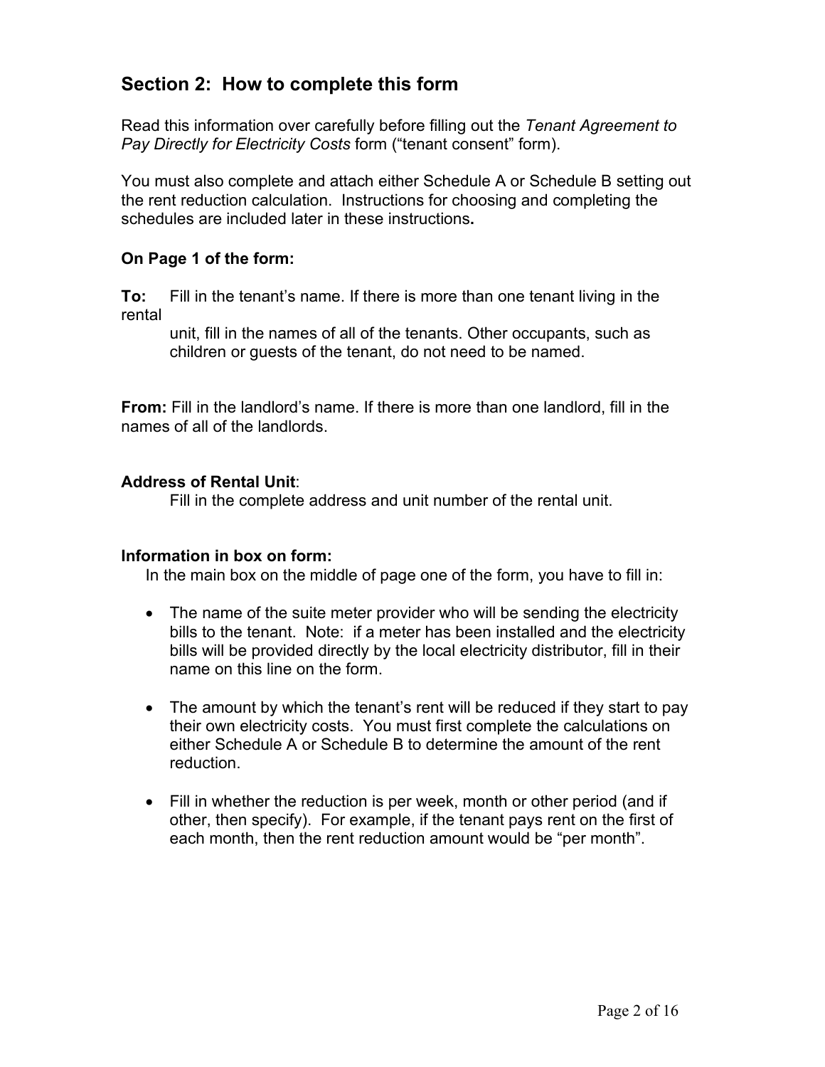## Section 2: How to complete this form

Read this information over carefully before filling out the *Tenant Agreement to Pay Directly for Electricity Costs* form ("tenant consent" form).

You must also complete and attach either Schedule A or Schedule B setting out the rent reduction calculation. Instructions for choosing and completing the schedules are included later in these instructions**.**

### On Page 1 of the form:

**To:** Fill in the tenant's name. If there is more than one tenant living in the rental unit, fill in the names of all of the tenants. Other occupants, such as children or guests of the tenant, do not need to be named.

**From:** Fill in the landlord's name. If there is more than one landlord, fill in the names of all of the landlords.

**Address of Rental Unit**:
Fill in the complete address and unit number of the rental unit.

**Information in box on form:**
In the main box on the middle of page one of the form, you have to fill in:

- The name of the suite meter provider who will be sending the electricity bills to the tenant. Note: if a meter has been installed and the electricity bills will be provided directly by the local electricity distributor, fill in their name on this line on the form.
- The amount by which the tenant's rent will be reduced if they start to pay their own electricity costs. You must first complete the calculations on either Schedule A or Schedule B to determine the amount of the rent reduction.
- Fill in whether the reduction is per week, month or other period (and if other, then specify). For example, if the tenant pays rent on the first of each month, then the rent reduction amount would be "per month".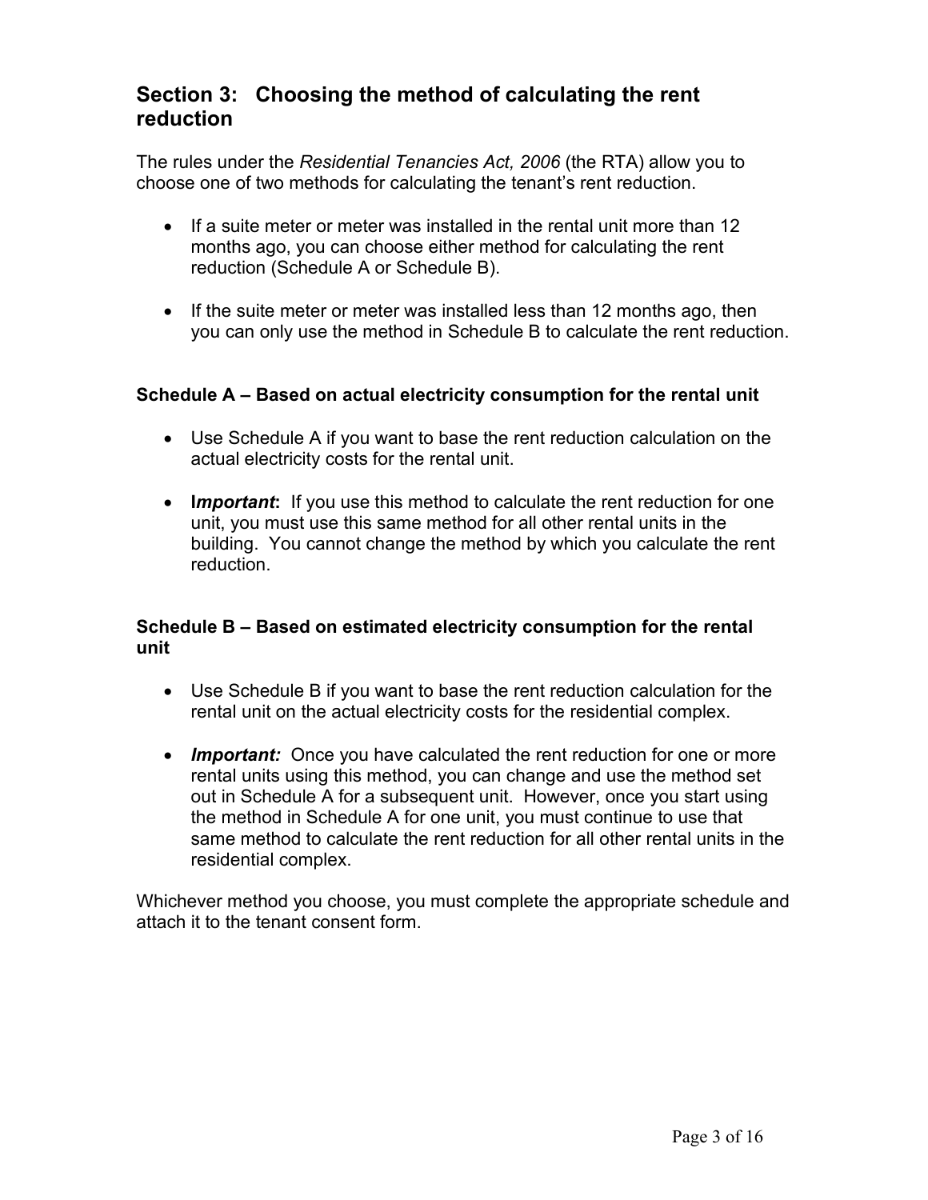## Section 3: Choosing the method of calculating the rent reduction

The rules under the *Residential Tenancies Act, 2006* (the RTA) allow you to choose one of two methods for calculating the tenant's rent reduction.

- If a suite meter or meter was installed in the rental unit more than 12 months ago, you can choose either method for calculating the rent reduction (Schedule A or Schedule B).
- If the suite meter or meter was installed less than 12 months ago, then you can only use the method in Schedule B to calculate the rent reduction.

### Schedule A – Based on actual electricity consumption for the rental unit

- Use Schedule A if you want to base the rent reduction calculation on the actual electricity costs for the rental unit.
- **I*mportant*:** If you use this method to calculate the rent reduction for one unit, you must use this same method for all other rental units in the building. You cannot change the method by which you calculate the rent reduction.

### Schedule B – Based on estimated electricity consumption for the rental unit

- Use Schedule B if you want to base the rent reduction calculation for the rental unit on the actual electricity costs for the residential complex.
- ***Important:*** Once you have calculated the rent reduction for one or more rental units using this method, you can change and use the method set out in Schedule A for a subsequent unit. However, once you start using the method in Schedule A for one unit, you must continue to use that same method to calculate the rent reduction for all other rental units in the residential complex.

Whichever method you choose, you must complete the appropriate schedule and attach it to the tenant consent form.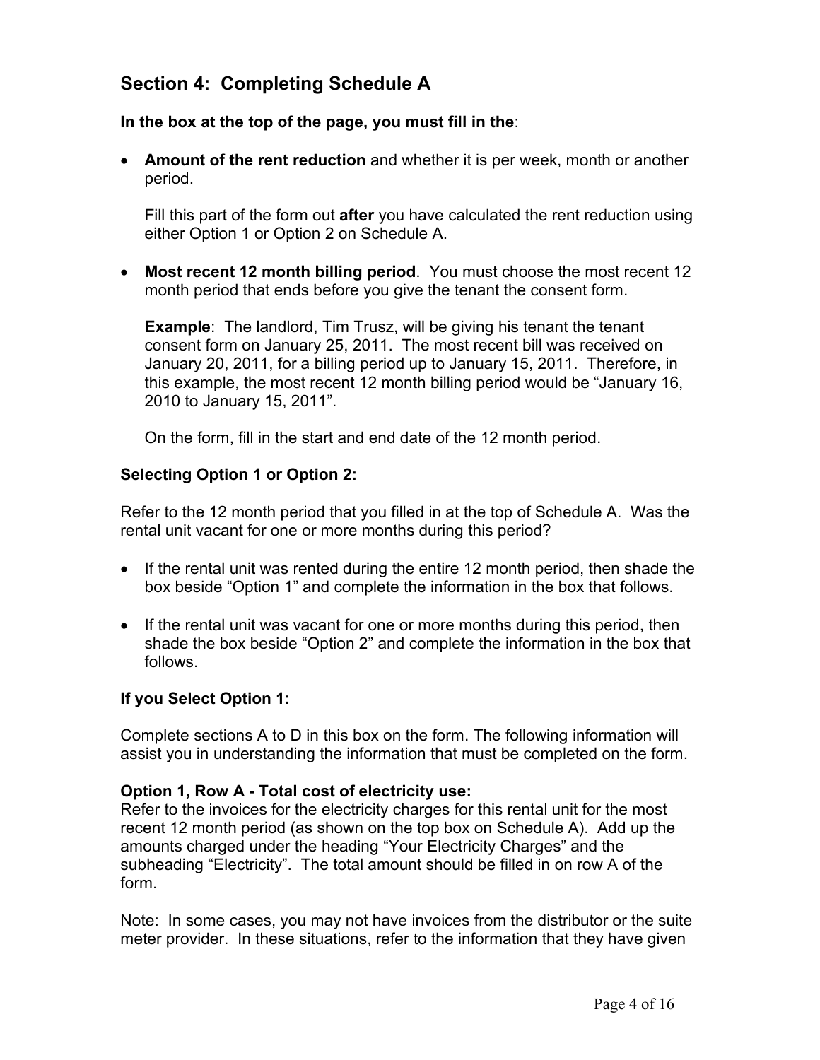## Section 4: Completing Schedule A

**In the box at the top of the page, you must fill in the**:

- **Amount of the rent reduction** and whether it is per week, month or another period.

  Fill this part of the form out **after** you have calculated the rent reduction using either Option 1 or Option 2 on Schedule A.

- **Most recent 12 month billing period**. You must choose the most recent 12 month period that ends before you give the tenant the consent form.

  **Example**: The landlord, Tim Trusz, will be giving his tenant the tenant consent form on January 25, 2011. The most recent bill was received on January 20, 2011, for a billing period up to January 15, 2011. Therefore, in this example, the most recent 12 month billing period would be "January 16, 2010 to January 15, 2011".

  On the form, fill in the start and end date of the 12 month period.

### Selecting Option 1 or Option 2:

Refer to the 12 month period that you filled in at the top of Schedule A. Was the rental unit vacant for one or more months during this period?

- If the rental unit was rented during the entire 12 month period, then shade the box beside "Option 1" and complete the information in the box that follows.
- If the rental unit was vacant for one or more months during this period, then shade the box beside "Option 2" and complete the information in the box that follows.

### If you Select Option 1:

Complete sections A to D in this box on the form. The following information will assist you in understanding the information that must be completed on the form.

**Option 1, Row A - Total cost of electricity use:**
Refer to the invoices for the electricity charges for this rental unit for the most recent 12 month period (as shown on the top box on Schedule A). Add up the amounts charged under the heading "Your Electricity Charges" and the subheading "Electricity". The total amount should be filled in on row A of the form.

Note: In some cases, you may not have invoices from the distributor or the suite meter provider. In these situations, refer to the information that they have given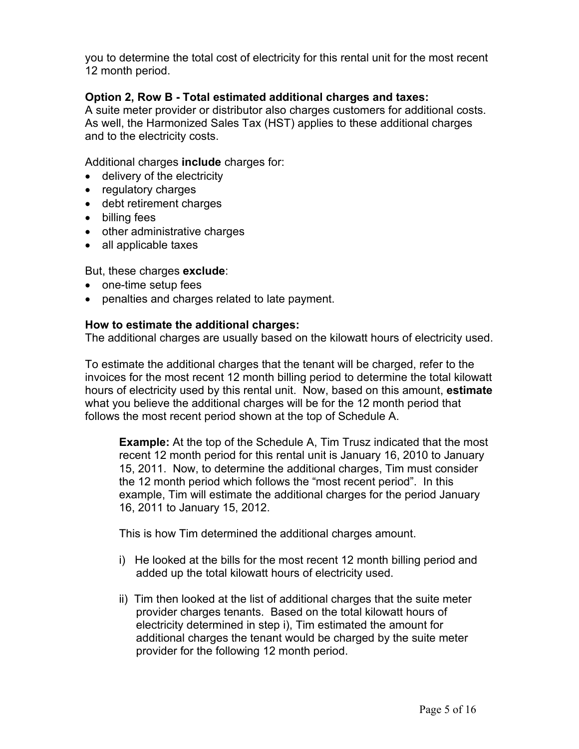you to determine the total cost of electricity for this rental unit for the most recent 12 month period.

**Option 2, Row B - Total estimated additional charges and taxes:**
A suite meter provider or distributor also charges customers for additional costs. As well, the Harmonized Sales Tax (HST) applies to these additional charges and to the electricity costs.

Additional charges **include** charges for:

- delivery of the electricity
- regulatory charges
- debt retirement charges
- billing fees
- other administrative charges
- all applicable taxes

But, these charges **exclude**:

- one-time setup fees
- penalties and charges related to late payment.

**How to estimate the additional charges:**
The additional charges are usually based on the kilowatt hours of electricity used.

To estimate the additional charges that the tenant will be charged, refer to the invoices for the most recent 12 month billing period to determine the total kilowatt hours of electricity used by this rental unit. Now, based on this amount, **estimate** what you believe the additional charges will be for the 12 month period that follows the most recent period shown at the top of Schedule A.

> **Example:** At the top of the Schedule A, Tim Trusz indicated that the most recent 12 month period for this rental unit is January 16, 2010 to January 15, 2011. Now, to determine the additional charges, Tim must consider the 12 month period which follows the "most recent period". In this example, Tim will estimate the additional charges for the period January 16, 2011 to January 15, 2012.
>
> This is how Tim determined the additional charges amount.
>
> i) He looked at the bills for the most recent 12 month billing period and added up the total kilowatt hours of electricity used.
>
> ii) Tim then looked at the list of additional charges that the suite meter provider charges tenants. Based on the total kilowatt hours of electricity determined in step i), Tim estimated the amount for additional charges the tenant would be charged by the suite meter provider for the following 12 month period.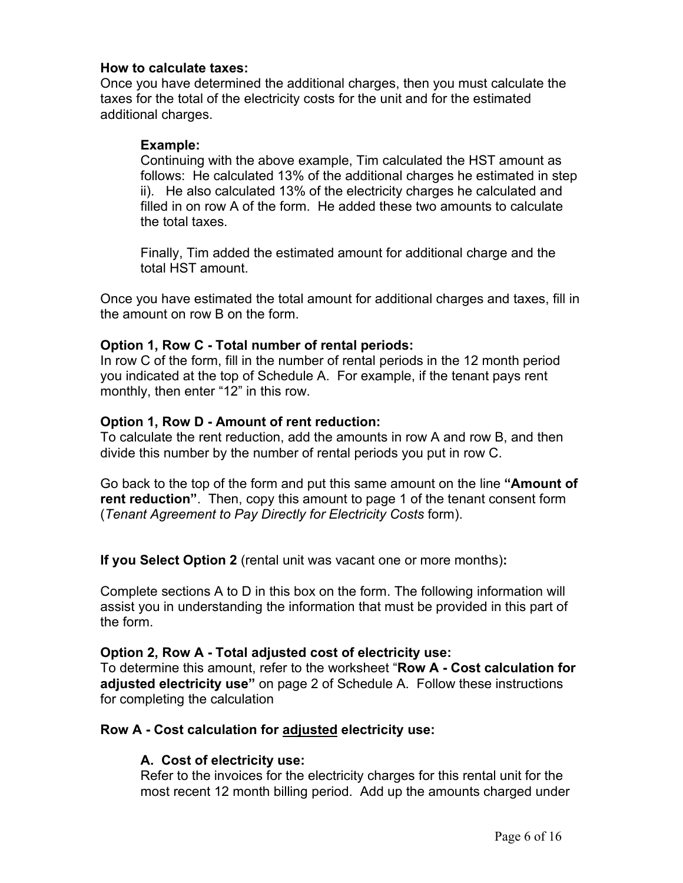**How to calculate taxes:**
Once you have determined the additional charges, then you must calculate the taxes for the total of the electricity costs for the unit and for the estimated additional charges.

> **Example:**
> Continuing with the above example, Tim calculated the HST amount as follows: He calculated 13% of the additional charges he estimated in step ii). He also calculated 13% of the electricity charges he calculated and filled in on row A of the form. He added these two amounts to calculate the total taxes.
>
> Finally, Tim added the estimated amount for additional charge and the total HST amount.

Once you have estimated the total amount for additional charges and taxes, fill in the amount on row B on the form.

**Option 1, Row C - Total number of rental periods:**
In row C of the form, fill in the number of rental periods in the 12 month period you indicated at the top of Schedule A. For example, if the tenant pays rent monthly, then enter "12" in this row.

**Option 1, Row D - Amount of rent reduction:**
To calculate the rent reduction, add the amounts in row A and row B, and then divide this number by the number of rental periods you put in row C.

Go back to the top of the form and put this same amount on the line **"Amount of rent reduction"**. Then, copy this amount to page 1 of the tenant consent form (*Tenant Agreement to Pay Directly for Electricity Costs* form).

**If you Select Option 2** (rental unit was vacant one or more months)**:**

Complete sections A to D in this box on the form. The following information will assist you in understanding the information that must be provided in this part of the form.

**Option 2, Row A - Total adjusted cost of electricity use:**
To determine this amount, refer to the worksheet "**Row A - Cost calculation for adjusted electricity use"** on page 2 of Schedule A. Follow these instructions for completing the calculation

**Row A - Cost calculation for <u>adjusted</u> electricity use:**

> **A. Cost of electricity use:**
> Refer to the invoices for the electricity charges for this rental unit for the most recent 12 month billing period. Add up the amounts charged under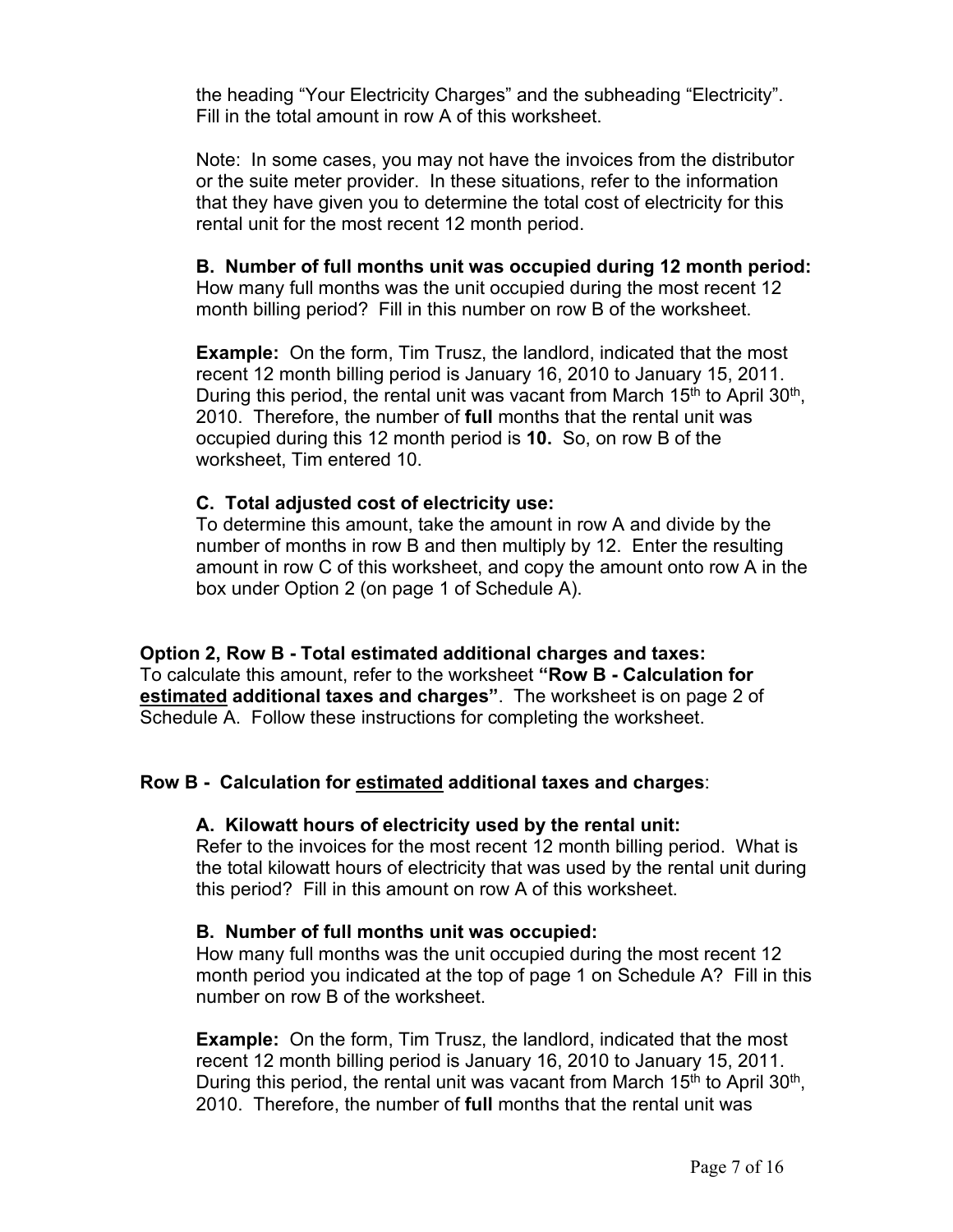the heading "Your Electricity Charges" and the subheading "Electricity". Fill in the total amount in row A of this worksheet.

Note: In some cases, you may not have the invoices from the distributor or the suite meter provider. In these situations, refer to the information that they have given you to determine the total cost of electricity for this rental unit for the most recent 12 month period.

**B. Number of full months unit was occupied during 12 month period:**
How many full months was the unit occupied during the most recent 12 month billing period? Fill in this number on row B of the worksheet.

**Example:** On the form, Tim Trusz, the landlord, indicated that the most recent 12 month billing period is January 16, 2010 to January 15, 2011. During this period, the rental unit was vacant from March 15th to April 30th, 2010. Therefore, the number of **full** months that the rental unit was occupied during this 12 month period is **10.** So, on row B of the worksheet, Tim entered 10.

**C. Total adjusted cost of electricity use:**
To determine this amount, take the amount in row A and divide by the number of months in row B and then multiply by 12. Enter the resulting amount in row C of this worksheet, and copy the amount onto row A in the box under Option 2 (on page 1 of Schedule A).

**Option 2, Row B - Total estimated additional charges and taxes:**
To calculate this amount, refer to the worksheet **"Row B - Calculation for estimated additional taxes and charges"**. The worksheet is on page 2 of Schedule A. Follow these instructions for completing the worksheet.

**Row B - Calculation for estimated additional taxes and charges**:

**A. Kilowatt hours of electricity used by the rental unit:**
Refer to the invoices for the most recent 12 month billing period. What is the total kilowatt hours of electricity that was used by the rental unit during this period? Fill in this amount on row A of this worksheet.

**B. Number of full months unit was occupied:**
How many full months was the unit occupied during the most recent 12 month period you indicated at the top of page 1 on Schedule A? Fill in this number on row B of the worksheet.

**Example:** On the form, Tim Trusz, the landlord, indicated that the most recent 12 month billing period is January 16, 2010 to January 15, 2011. During this period, the rental unit was vacant from March 15th to April 30th, 2010. Therefore, the number of **full** months that the rental unit was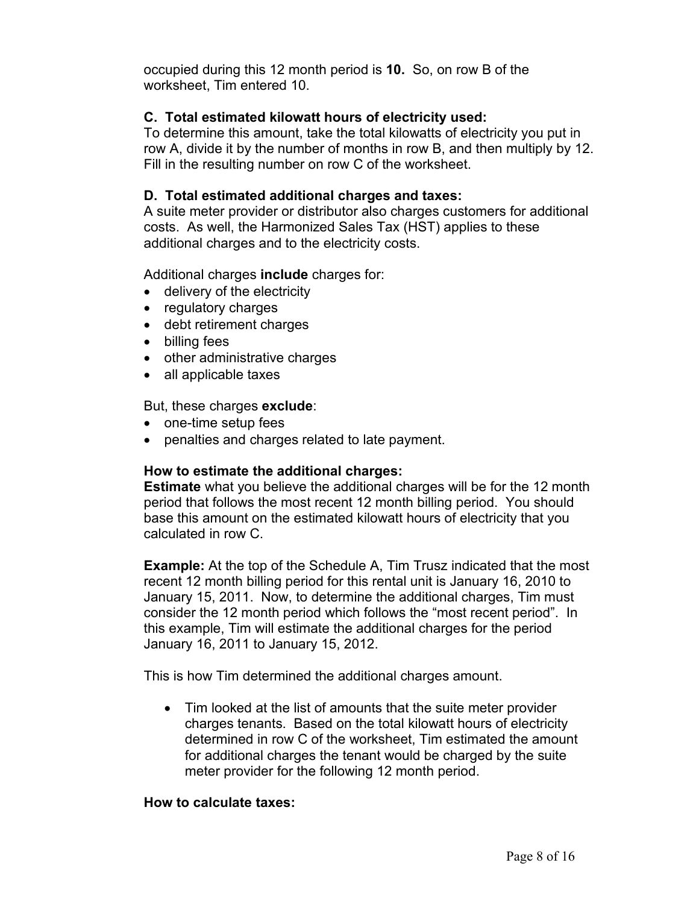occupied during this 12 month period is **10.** So, on row B of the worksheet, Tim entered 10.

### C. Total estimated kilowatt hours of electricity used:

To determine this amount, take the total kilowatts of electricity you put in row A, divide it by the number of months in row B, and then multiply by 12. Fill in the resulting number on row C of the worksheet.

### D. Total estimated additional charges and taxes:

A suite meter provider or distributor also charges customers for additional costs. As well, the Harmonized Sales Tax (HST) applies to these additional charges and to the electricity costs.

Additional charges **include** charges for:

- delivery of the electricity
- regulatory charges
- debt retirement charges
- billing fees
- other administrative charges
- all applicable taxes

But, these charges **exclude**:

- one-time setup fees
- penalties and charges related to late payment.

**How to estimate the additional charges:**

**Estimate** what you believe the additional charges will be for the 12 month period that follows the most recent 12 month billing period. You should base this amount on the estimated kilowatt hours of electricity that you calculated in row C.

**Example:** At the top of the Schedule A, Tim Trusz indicated that the most recent 12 month billing period for this rental unit is January 16, 2010 to January 15, 2011. Now, to determine the additional charges, Tim must consider the 12 month period which follows the "most recent period". In this example, Tim will estimate the additional charges for the period January 16, 2011 to January 15, 2012.

This is how Tim determined the additional charges amount.

- Tim looked at the list of amounts that the suite meter provider charges tenants. Based on the total kilowatt hours of electricity determined in row C of the worksheet, Tim estimated the amount for additional charges the tenant would be charged by the suite meter provider for the following 12 month period.

**How to calculate taxes:**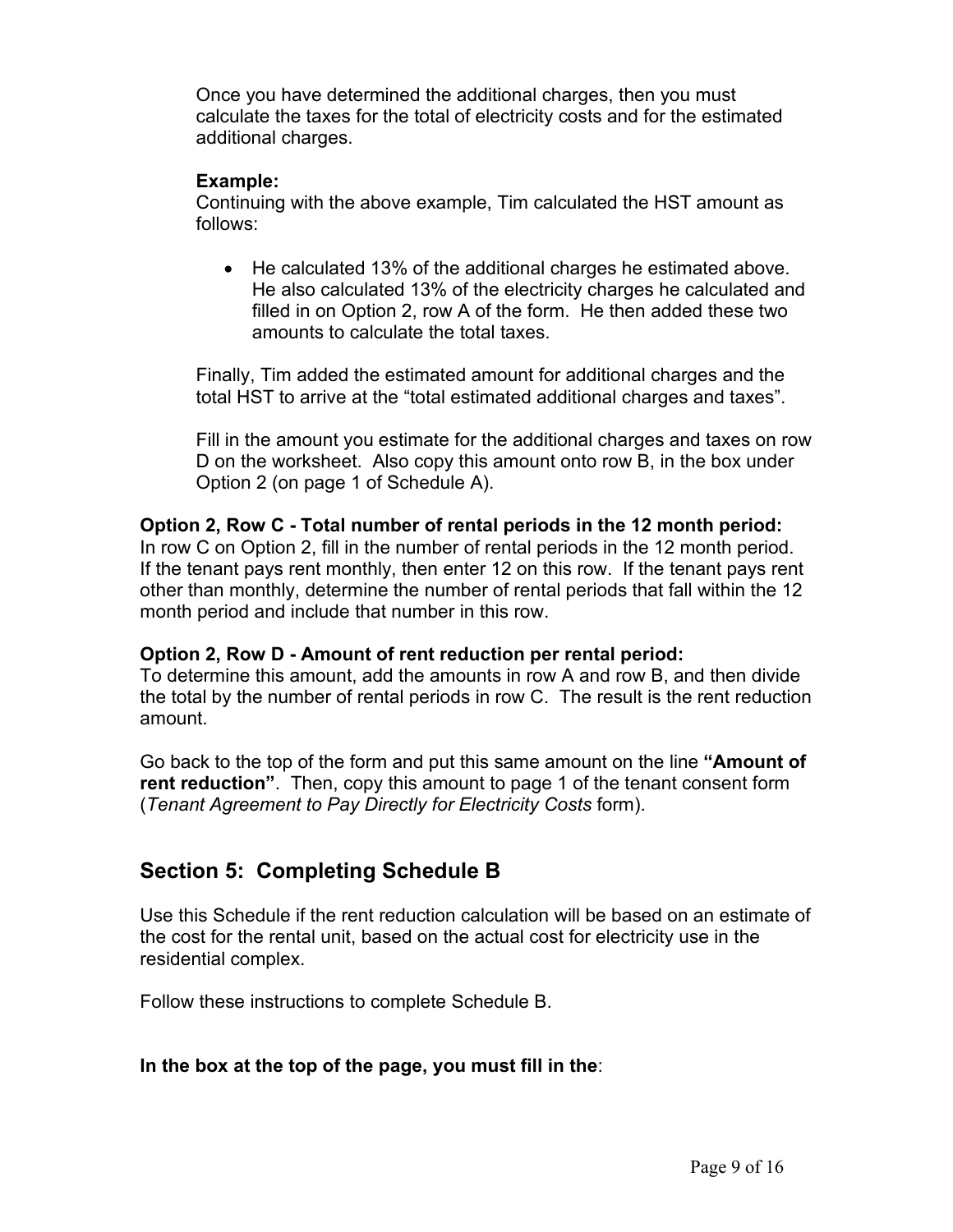Once you have determined the additional charges, then you must calculate the taxes for the total of electricity costs and for the estimated additional charges.

**Example:**
Continuing with the above example, Tim calculated the HST amount as follows:

- He calculated 13% of the additional charges he estimated above. He also calculated 13% of the electricity charges he calculated and filled in on Option 2, row A of the form. He then added these two amounts to calculate the total taxes.

Finally, Tim added the estimated amount for additional charges and the total HST to arrive at the "total estimated additional charges and taxes".

Fill in the amount you estimate for the additional charges and taxes on row D on the worksheet. Also copy this amount onto row B, in the box under Option 2 (on page 1 of Schedule A).

**Option 2, Row C - Total number of rental periods in the 12 month period:**
In row C on Option 2, fill in the number of rental periods in the 12 month period. If the tenant pays rent monthly, then enter 12 on this row. If the tenant pays rent other than monthly, determine the number of rental periods that fall within the 12 month period and include that number in this row.

**Option 2, Row D - Amount of rent reduction per rental period:**
To determine this amount, add the amounts in row A and row B, and then divide the total by the number of rental periods in row C. The result is the rent reduction amount.

Go back to the top of the form and put this same amount on the line **"Amount of rent reduction"**. Then, copy this amount to page 1 of the tenant consent form (*Tenant Agreement to Pay Directly for Electricity Costs* form).

## Section 5: Completing Schedule B

Use this Schedule if the rent reduction calculation will be based on an estimate of the cost for the rental unit, based on the actual cost for electricity use in the residential complex.

Follow these instructions to complete Schedule B.

**In the box at the top of the page, you must fill in the**: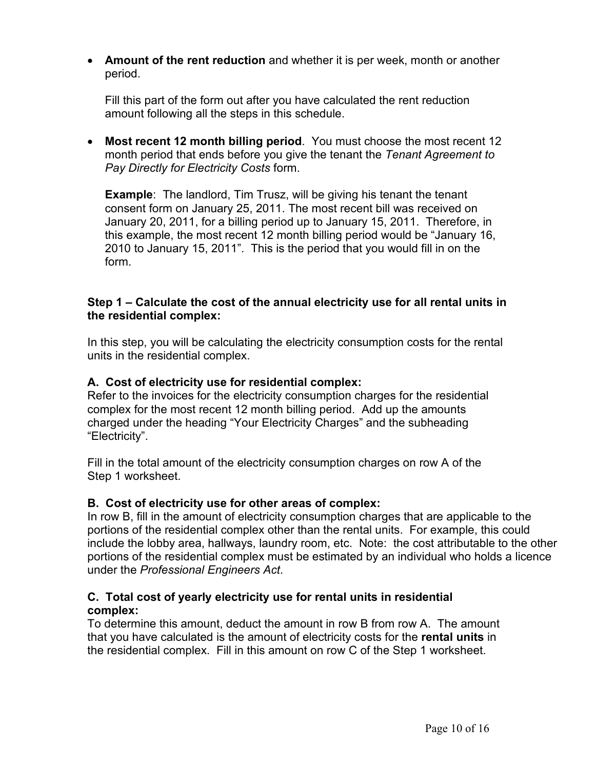- **Amount of the rent reduction** and whether it is per week, month or another period.

  Fill this part of the form out after you have calculated the rent reduction amount following all the steps in this schedule.

- **Most recent 12 month billing period**. You must choose the most recent 12 month period that ends before you give the tenant the *Tenant Agreement to Pay Directly for Electricity Costs* form.

  **Example**: The landlord, Tim Trusz, will be giving his tenant the tenant consent form on January 25, 2011. The most recent bill was received on January 20, 2011, for a billing period up to January 15, 2011. Therefore, in this example, the most recent 12 month billing period would be "January 16, 2010 to January 15, 2011". This is the period that you would fill in on the form.

### Step 1 – Calculate the cost of the annual electricity use for all rental units in the residential complex:

In this step, you will be calculating the electricity consumption costs for the rental units in the residential complex.

#### A. Cost of electricity use for residential complex:

Refer to the invoices for the electricity consumption charges for the residential complex for the most recent 12 month billing period. Add up the amounts charged under the heading "Your Electricity Charges" and the subheading "Electricity".

Fill in the total amount of the electricity consumption charges on row A of the Step 1 worksheet.

#### B. Cost of electricity use for other areas of complex:

In row B, fill in the amount of electricity consumption charges that are applicable to the portions of the residential complex other than the rental units. For example, this could include the lobby area, hallways, laundry room, etc. Note: the cost attributable to the other portions of the residential complex must be estimated by an individual who holds a licence under the *Professional Engineers Act*.

#### C. Total cost of yearly electricity use for rental units in residential complex:

To determine this amount, deduct the amount in row B from row A. The amount that you have calculated is the amount of electricity costs for the **rental units** in the residential complex. Fill in this amount on row C of the Step 1 worksheet.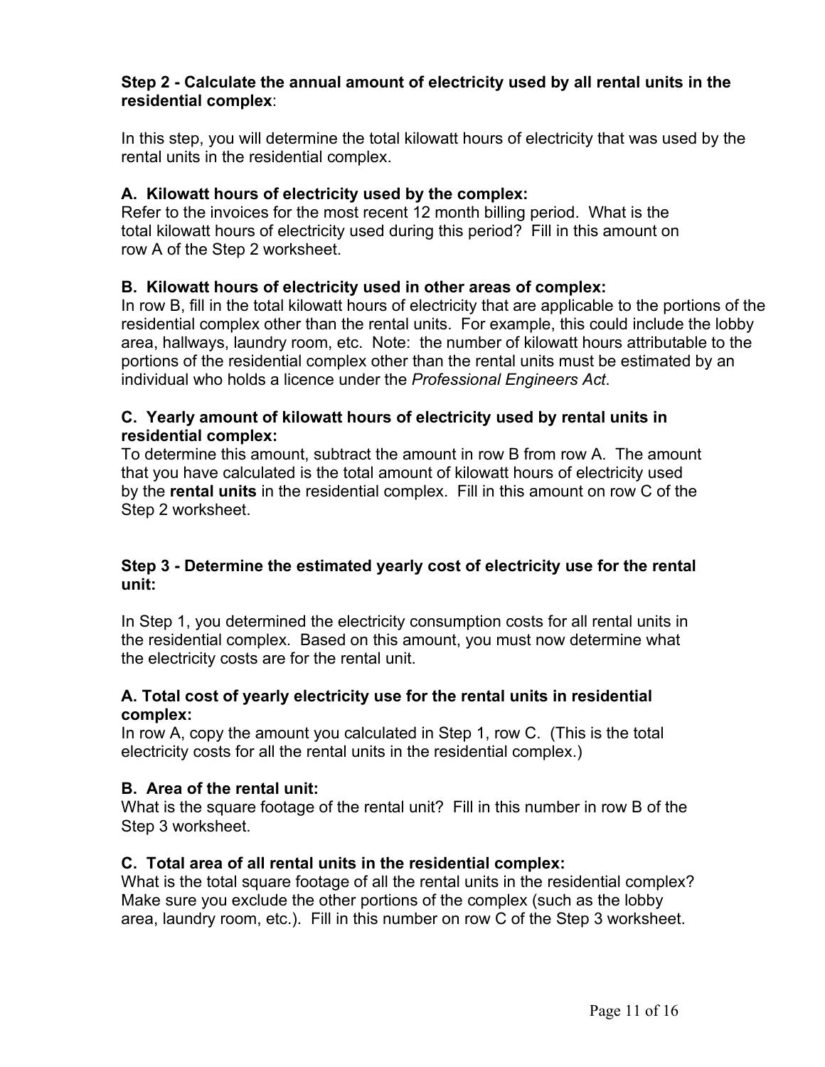**Step 2 - Calculate the annual amount of electricity used by all rental units in the residential complex**:

In this step, you will determine the total kilowatt hours of electricity that was used by the rental units in the residential complex.

**A. Kilowatt hours of electricity used by the complex:**
Refer to the invoices for the most recent 12 month billing period. What is the total kilowatt hours of electricity used during this period? Fill in this amount on row A of the Step 2 worksheet.

**B. Kilowatt hours of electricity used in other areas of complex:**
In row B, fill in the total kilowatt hours of electricity that are applicable to the portions of the residential complex other than the rental units. For example, this could include the lobby area, hallways, laundry room, etc. Note: the number of kilowatt hours attributable to the portions of the residential complex other than the rental units must be estimated by an individual who holds a licence under the *Professional Engineers Act*.

**C. Yearly amount of kilowatt hours of electricity used by rental units in residential complex:**
To determine this amount, subtract the amount in row B from row A. The amount that you have calculated is the total amount of kilowatt hours of electricity used by the **rental units** in the residential complex. Fill in this amount on row C of the Step 2 worksheet.

**Step 3 - Determine the estimated yearly cost of electricity use for the rental unit:**

In Step 1, you determined the electricity consumption costs for all rental units in the residential complex. Based on this amount, you must now determine what the electricity costs are for the rental unit.

**A. Total cost of yearly electricity use for the rental units in residential complex:**
In row A, copy the amount you calculated in Step 1, row C. (This is the total electricity costs for all the rental units in the residential complex.)

**B. Area of the rental unit:**
What is the square footage of the rental unit? Fill in this number in row B of the Step 3 worksheet.

**C. Total area of all rental units in the residential complex:**
What is the total square footage of all the rental units in the residential complex? Make sure you exclude the other portions of the complex (such as the lobby area, laundry room, etc.). Fill in this number on row C of the Step 3 worksheet.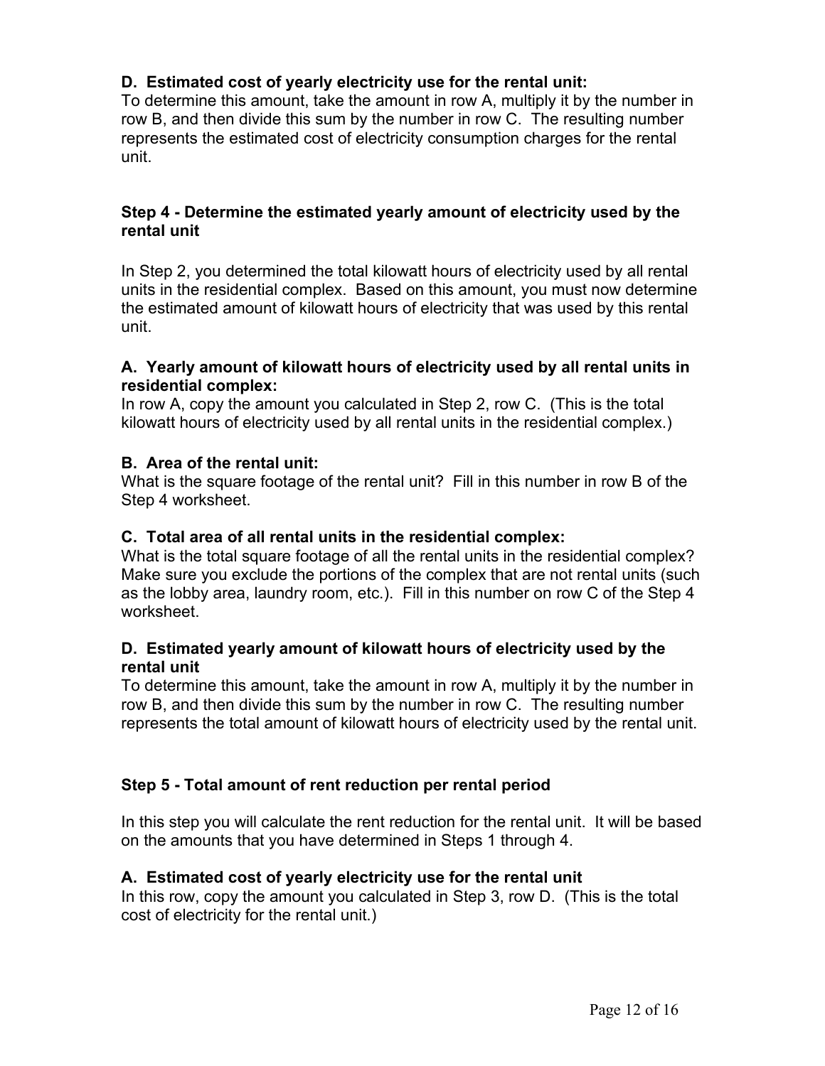**D. Estimated cost of yearly electricity use for the rental unit:**
To determine this amount, take the amount in row A, multiply it by the number in row B, and then divide this sum by the number in row C. The resulting number represents the estimated cost of electricity consumption charges for the rental unit.

### Step 4 - Determine the estimated yearly amount of electricity used by the rental unit

In Step 2, you determined the total kilowatt hours of electricity used by all rental units in the residential complex. Based on this amount, you must now determine the estimated amount of kilowatt hours of electricity that was used by this rental unit.

**A. Yearly amount of kilowatt hours of electricity used by all rental units in residential complex:**
In row A, copy the amount you calculated in Step 2, row C. (This is the total kilowatt hours of electricity used by all rental units in the residential complex.)

**B. Area of the rental unit:**
What is the square footage of the rental unit? Fill in this number in row B of the Step 4 worksheet.

**C. Total area of all rental units in the residential complex:**
What is the total square footage of all the rental units in the residential complex? Make sure you exclude the portions of the complex that are not rental units (such as the lobby area, laundry room, etc.). Fill in this number on row C of the Step 4 worksheet.

**D. Estimated yearly amount of kilowatt hours of electricity used by the rental unit**
To determine this amount, take the amount in row A, multiply it by the number in row B, and then divide this sum by the number in row C. The resulting number represents the total amount of kilowatt hours of electricity used by the rental unit.

### Step 5 - Total amount of rent reduction per rental period

In this step you will calculate the rent reduction for the rental unit. It will be based on the amounts that you have determined in Steps 1 through 4.

**A. Estimated cost of yearly electricity use for the rental unit**
In this row, copy the amount you calculated in Step 3, row D. (This is the total cost of electricity for the rental unit.)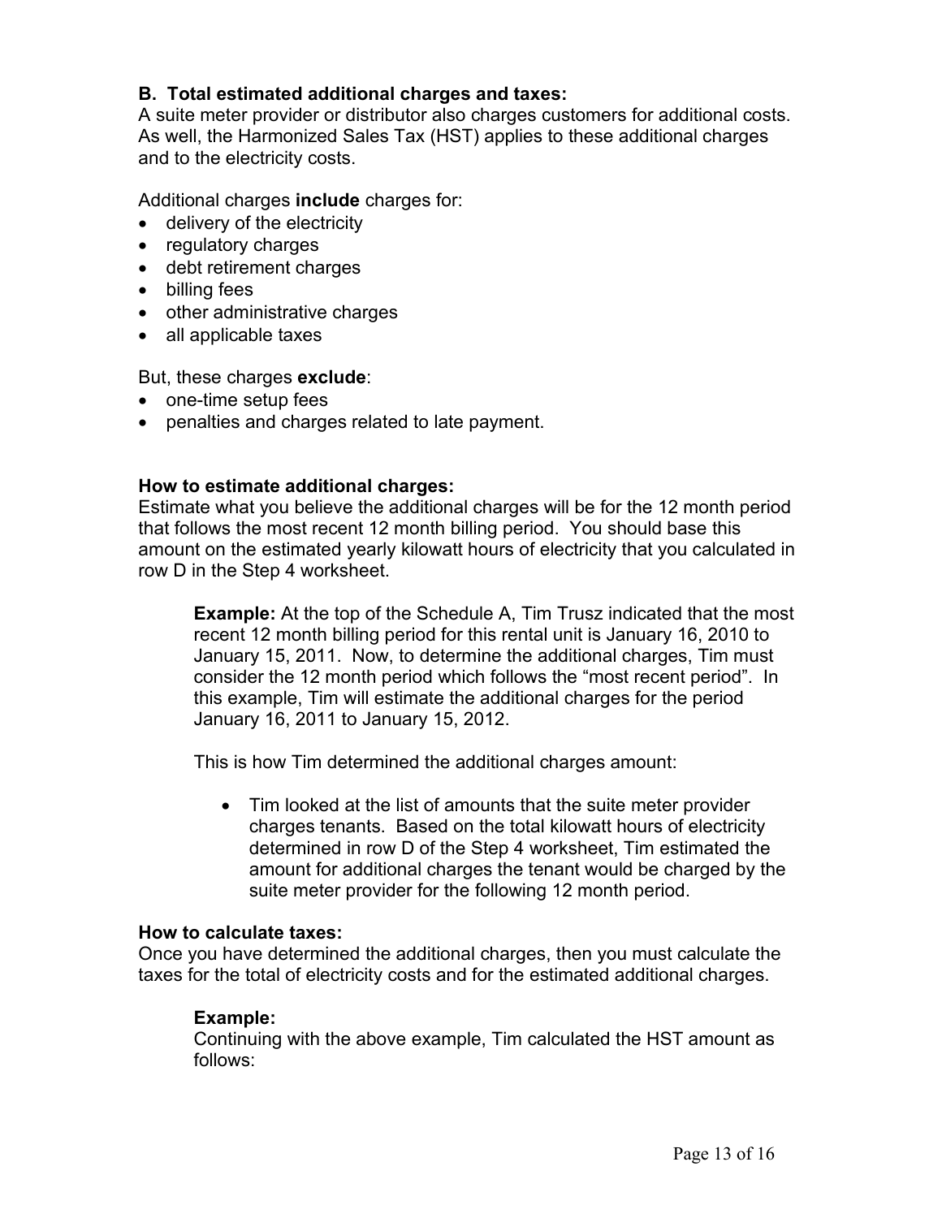**B. Total estimated additional charges and taxes:**
A suite meter provider or distributor also charges customers for additional costs. As well, the Harmonized Sales Tax (HST) applies to these additional charges and to the electricity costs.

Additional charges **include** charges for:

- delivery of the electricity
- regulatory charges
- debt retirement charges
- billing fees
- other administrative charges
- all applicable taxes

But, these charges **exclude**:

- one-time setup fees
- penalties and charges related to late payment.

**How to estimate additional charges:**
Estimate what you believe the additional charges will be for the 12 month period that follows the most recent 12 month billing period. You should base this amount on the estimated yearly kilowatt hours of electricity that you calculated in row D in the Step 4 worksheet.

> **Example:** At the top of the Schedule A, Tim Trusz indicated that the most recent 12 month billing period for this rental unit is January 16, 2010 to January 15, 2011. Now, to determine the additional charges, Tim must consider the 12 month period which follows the "most recent period". In this example, Tim will estimate the additional charges for the period January 16, 2011 to January 15, 2012.
>
> This is how Tim determined the additional charges amount:
>
> - Tim looked at the list of amounts that the suite meter provider charges tenants. Based on the total kilowatt hours of electricity determined in row D of the Step 4 worksheet, Tim estimated the amount for additional charges the tenant would be charged by the suite meter provider for the following 12 month period.

**How to calculate taxes:**
Once you have determined the additional charges, then you must calculate the taxes for the total of electricity costs and for the estimated additional charges.

> **Example:**
> Continuing with the above example, Tim calculated the HST amount as follows: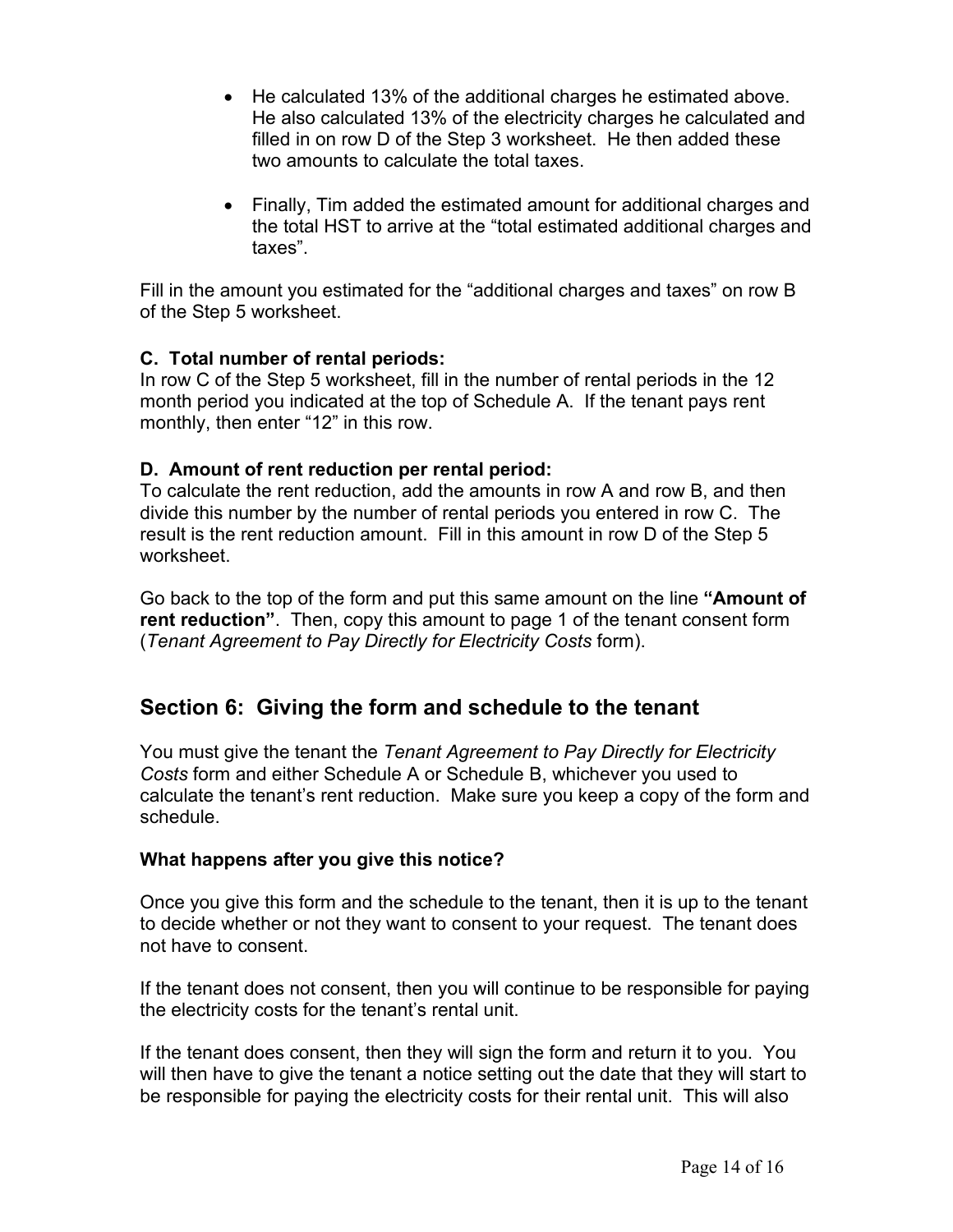- He calculated 13% of the additional charges he estimated above. He also calculated 13% of the electricity charges he calculated and filled in on row D of the Step 3 worksheet. He then added these two amounts to calculate the total taxes.

- Finally, Tim added the estimated amount for additional charges and the total HST to arrive at the "total estimated additional charges and taxes".

Fill in the amount you estimated for the "additional charges and taxes" on row B of the Step 5 worksheet.

**C. Total number of rental periods:**
In row C of the Step 5 worksheet, fill in the number of rental periods in the 12 month period you indicated at the top of Schedule A. If the tenant pays rent monthly, then enter "12" in this row.

**D. Amount of rent reduction per rental period:**
To calculate the rent reduction, add the amounts in row A and row B, and then divide this number by the number of rental periods you entered in row C. The result is the rent reduction amount. Fill in this amount in row D of the Step 5 worksheet.

Go back to the top of the form and put this same amount on the line **"Amount of rent reduction"**. Then, copy this amount to page 1 of the tenant consent form (*Tenant Agreement to Pay Directly for Electricity Costs* form).

## Section 6: Giving the form and schedule to the tenant

You must give the tenant the *Tenant Agreement to Pay Directly for Electricity Costs* form and either Schedule A or Schedule B, whichever you used to calculate the tenant's rent reduction. Make sure you keep a copy of the form and schedule.

**What happens after you give this notice?**

Once you give this form and the schedule to the tenant, then it is up to the tenant to decide whether or not they want to consent to your request. The tenant does not have to consent.

If the tenant does not consent, then you will continue to be responsible for paying the electricity costs for the tenant's rental unit.

If the tenant does consent, then they will sign the form and return it to you. You will then have to give the tenant a notice setting out the date that they will start to be responsible for paying the electricity costs for their rental unit. This will also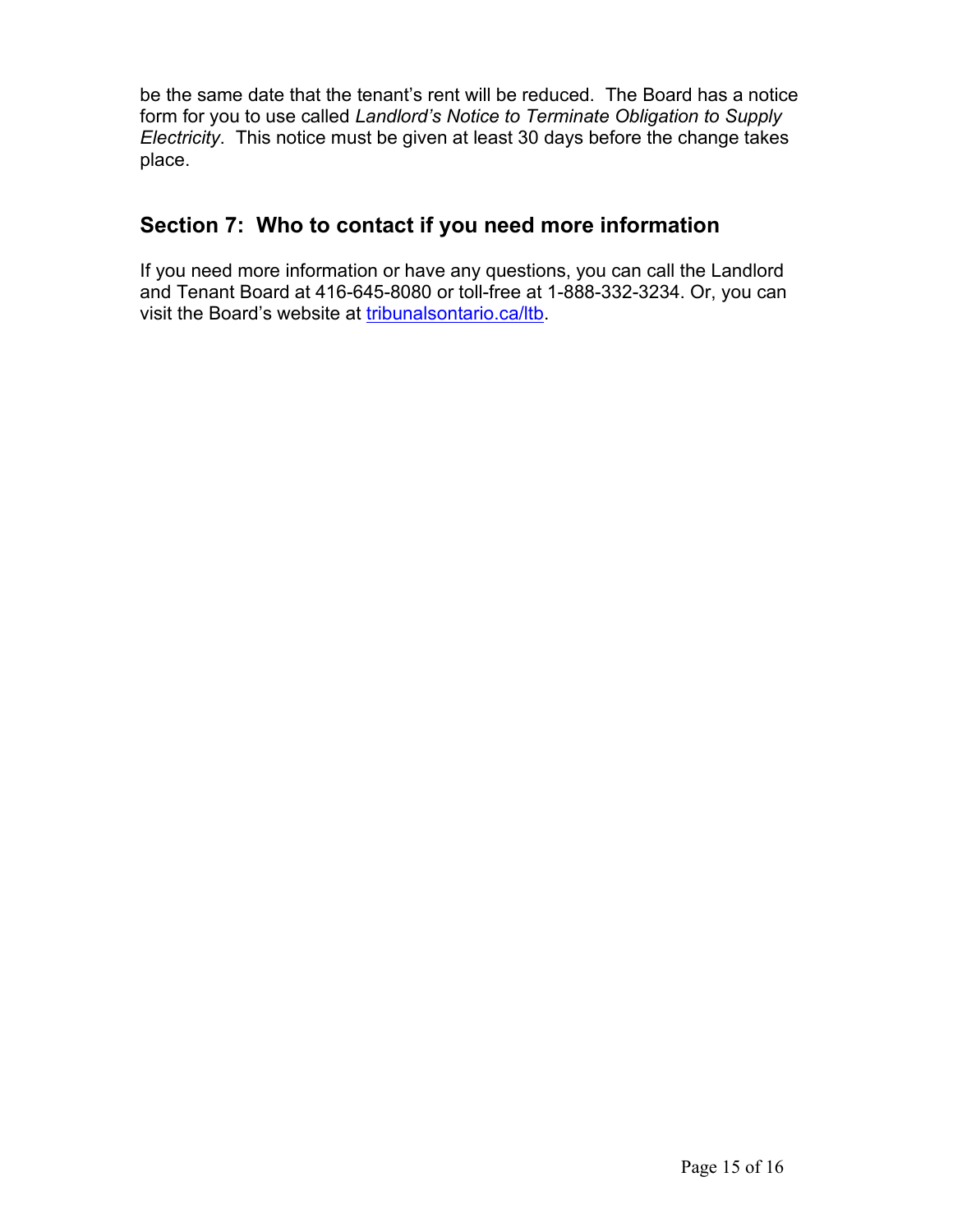be the same date that the tenant's rent will be reduced. The Board has a notice form for you to use called *Landlord's Notice to Terminate Obligation to Supply Electricity*. This notice must be given at least 30 days before the change takes place.

## Section 7: Who to contact if you need more information

If you need more information or have any questions, you can call the Landlord and Tenant Board at 416-645-8080 or toll-free at 1-888-332-3234. Or, you can visit the Board's website at [tribunalsontario.ca/ltb](tribunalsontario.ca/ltb).